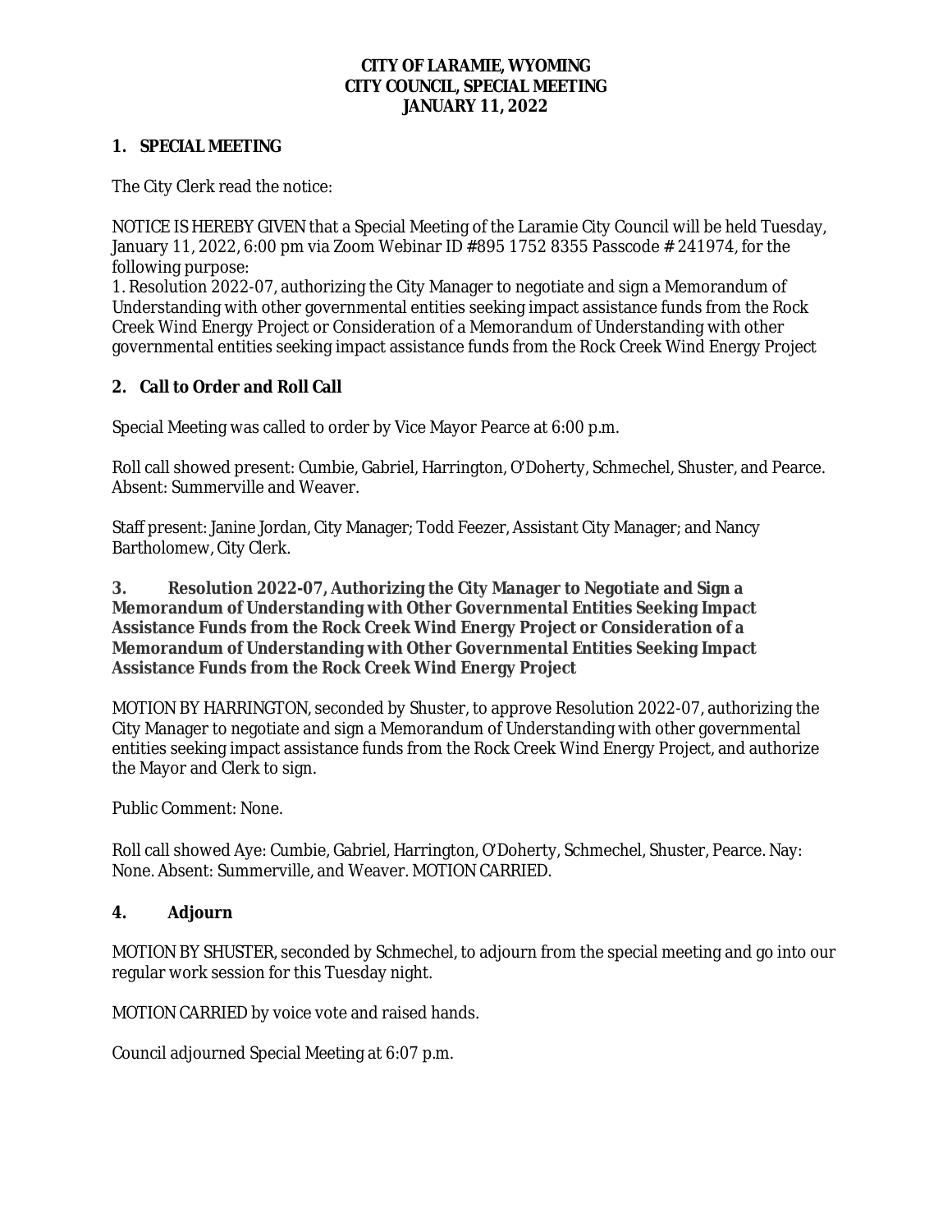# CITY OF LARAMIE, WYOMING
## CITY COUNCIL, SPECIAL MEETING
## JANUARY 11, 2022

## 1. SPECIAL MEETING

The City Clerk read the notice:

NOTICE IS HEREBY GIVEN that a Special Meeting of the Laramie City Council will be held Tuesday, January 11, 2022, 6:00 pm via Zoom Webinar ID #895 1752 8355 Passcode # 241974, for the following purpose:
1. Resolution 2022-07, authorizing the City Manager to negotiate and sign a Memorandum of Understanding with other governmental entities seeking impact assistance funds from the Rock Creek Wind Energy Project or Consideration of a Memorandum of Understanding with other governmental entities seeking impact assistance funds from the Rock Creek Wind Energy Project

## 2. Call to Order and Roll Call

Special Meeting was called to order by Vice Mayor Pearce at 6:00 p.m.

Roll call showed present: Cumbie, Gabriel, Harrington, O'Doherty, Schmechel, Shuster, and Pearce. Absent: Summerville and Weaver.

Staff present: Janine Jordan, City Manager; Todd Feezer, Assistant City Manager; and Nancy Bartholomew, City Clerk.

## 3. Resolution 2022-07, Authorizing the City Manager to Negotiate and Sign a Memorandum of Understanding with Other Governmental Entities Seeking Impact Assistance Funds from the Rock Creek Wind Energy Project or Consideration of a Memorandum of Understanding with Other Governmental Entities Seeking Impact Assistance Funds from the Rock Creek Wind Energy Project

MOTION BY HARRINGTON, seconded by Shuster, to approve Resolution 2022-07, authorizing the City Manager to negotiate and sign a Memorandum of Understanding with other governmental entities seeking impact assistance funds from the Rock Creek Wind Energy Project, and authorize the Mayor and Clerk to sign.

Public Comment: None.

Roll call showed Aye: Cumbie, Gabriel, Harrington, O'Doherty, Schmechel, Shuster, Pearce. Nay: None. Absent: Summerville, and Weaver. MOTION CARRIED.

## 4. Adjourn

MOTION BY SHUSTER, seconded by Schmechel, to adjourn from the special meeting and go into our regular work session for this Tuesday night.

MOTION CARRIED by voice vote and raised hands.

Council adjourned Special Meeting at 6:07 p.m.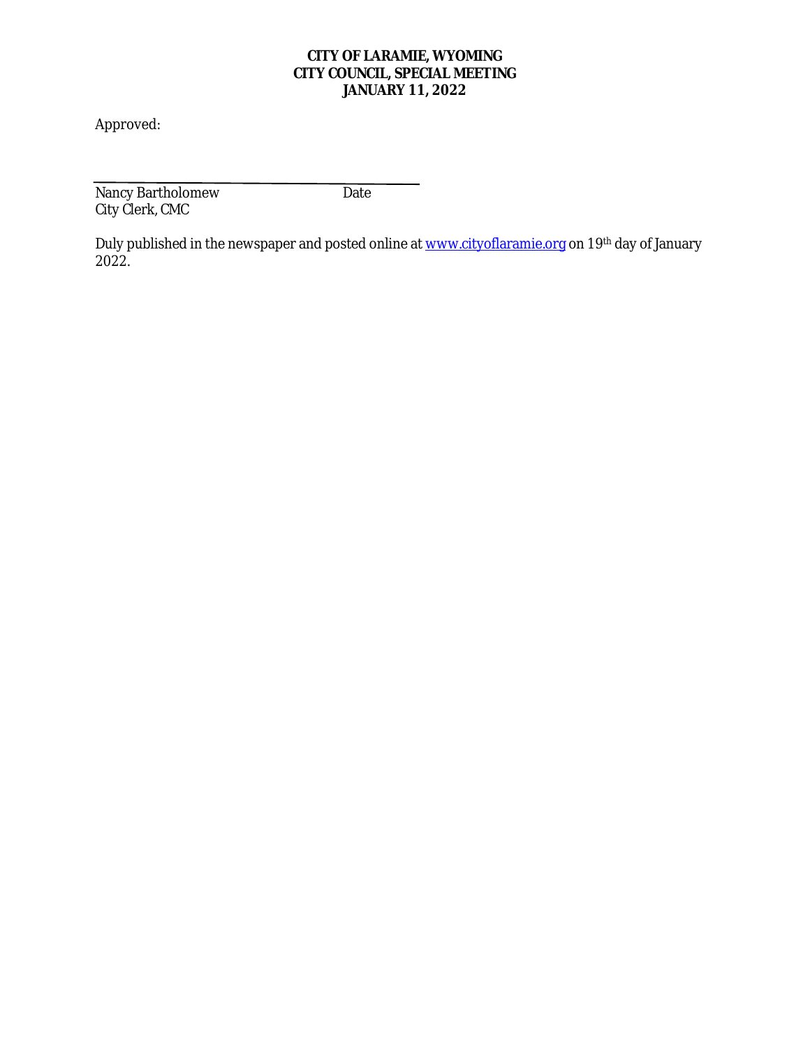**CITY OF LARAMIE, WYOMING**
**CITY COUNCIL, SPECIAL MEETING**
**JANUARY 11, 2022**

Approved:

\_\_\_\_\_\_\_\_\_\_\_\_\_\_\_\_\_\_\_\_\_\_\_\_\_\_\_\_\_\_\_\_\_\_\_\_\_\_\_\_

Nancy Bartholomew Date
City Clerk, CMC

Duly published in the newspaper and posted online at [www.cityoflaramie.org](http://www.cityoflaramie.org) on 19th day of January 2022.